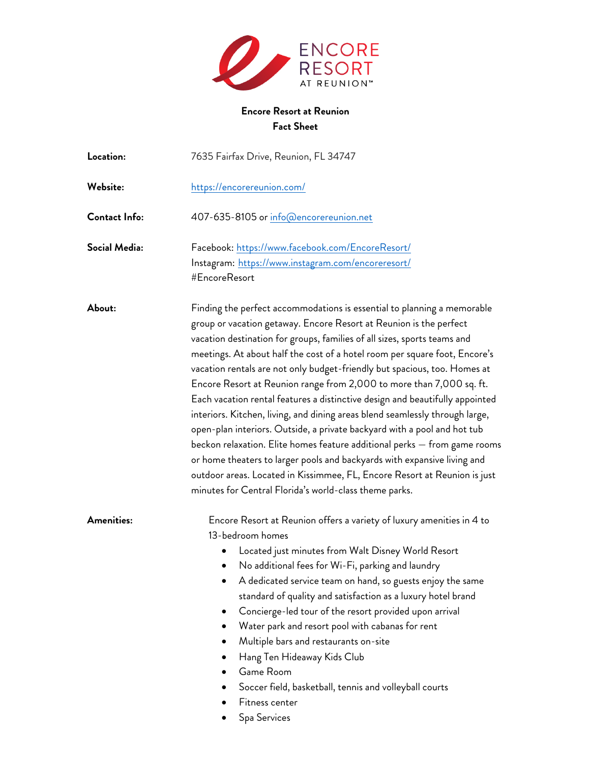ENCORE RESORT AT REUNION™

# Encore Resort at Reunion
## Fact Sheet

**Location:** 7635 Fairfax Drive, Reunion, FL 34747

**Website:** https://encorereunion.com/

**Contact Info:** 407-635-8105 or info@encorereunion.net

**Social Media:**
Facebook: https://www.facebook.com/EncoreResort/
Instagram: https://www.instagram.com/encoreresort/
#EncoreResort

**About:**

Finding the perfect accommodations is essential to planning a memorable group or vacation getaway. Encore Resort at Reunion is the perfect vacation destination for groups, families of all sizes, sports teams and meetings. At about half the cost of a hotel room per square foot, Encore's vacation rentals are not only budget-friendly but spacious, too. Homes at Encore Resort at Reunion range from 2,000 to more than 7,000 sq. ft. Each vacation rental features a distinctive design and beautifully appointed interiors. Kitchen, living, and dining areas blend seamlessly through large, open-plan interiors. Outside, a private backyard with a pool and hot tub beckon relaxation. Elite homes feature additional perks – from game rooms or home theaters to larger pools and backyards with expansive living and outdoor areas. Located in Kissimmee, FL, Encore Resort at Reunion is just minutes for Central Florida's world-class theme parks.

**Amenities:**

Encore Resort at Reunion offers a variety of luxury amenities in 4 to 13-bedroom homes

- Located just minutes from Walt Disney World Resort
- No additional fees for Wi-Fi, parking and laundry
- A dedicated service team on hand, so guests enjoy the same standard of quality and satisfaction as a luxury hotel brand
- Concierge-led tour of the resort provided upon arrival
- Water park and resort pool with cabanas for rent
- Multiple bars and restaurants on-site
- Hang Ten Hideaway Kids Club
- Game Room
- Soccer field, basketball, tennis and volleyball courts
- Fitness center
- Spa Services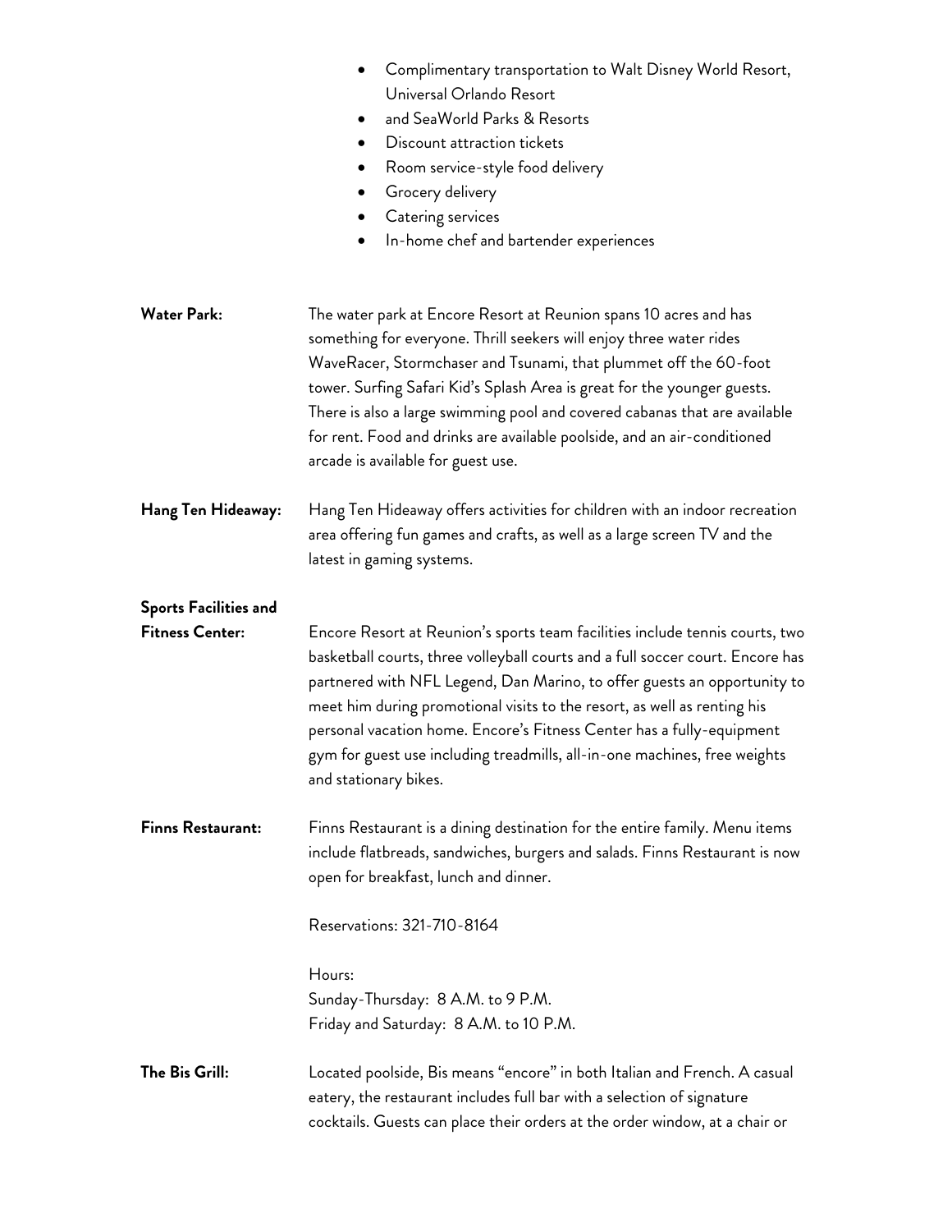- Complimentary transportation to Walt Disney World Resort, Universal Orlando Resort
- and SeaWorld Parks & Resorts
- Discount attraction tickets
- Room service-style food delivery
- Grocery delivery
- Catering services
- In-home chef and bartender experiences

**Water Park:** The water park at Encore Resort at Reunion spans 10 acres and has something for everyone. Thrill seekers will enjoy three water rides WaveRacer, Stormchaser and Tsunami, that plummet off the 60-foot tower. Surfing Safari Kid's Splash Area is great for the younger guests. There is also a large swimming pool and covered cabanas that are available for rent. Food and drinks are available poolside, and an air-conditioned arcade is available for guest use.

**Hang Ten Hideaway:** Hang Ten Hideaway offers activities for children with an indoor recreation area offering fun games and crafts, as well as a large screen TV and the latest in gaming systems.

**Sports Facilities and Fitness Center:** Encore Resort at Reunion's sports team facilities include tennis courts, two basketball courts, three volleyball courts and a full soccer court. Encore has partnered with NFL Legend, Dan Marino, to offer guests an opportunity to meet him during promotional visits to the resort, as well as renting his personal vacation home. Encore's Fitness Center has a fully-equipment gym for guest use including treadmills, all-in-one machines, free weights and stationary bikes.

**Finns Restaurant:** Finns Restaurant is a dining destination for the entire family. Menu items include flatbreads, sandwiches, burgers and salads. Finns Restaurant is now open for breakfast, lunch and dinner.

Reservations: 321-710-8164

Hours:
Sunday-Thursday: 8 A.M. to 9 P.M.
Friday and Saturday: 8 A.M. to 10 P.M.

**The Bis Grill:** Located poolside, Bis means "encore" in both Italian and French. A casual eatery, the restaurant includes full bar with a selection of signature cocktails. Guests can place their orders at the order window, at a chair or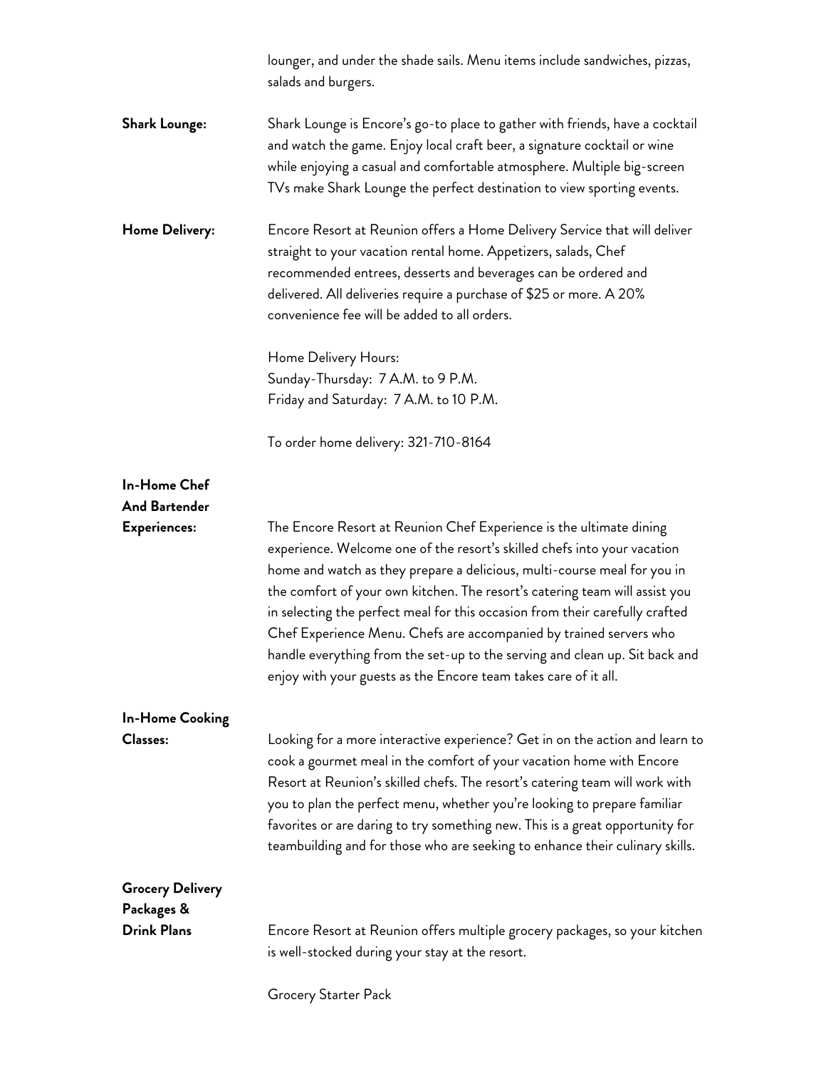lounger, and under the shade sails. Menu items include sandwiches, pizzas, salads and burgers.

**Shark Lounge:** Shark Lounge is Encore's go-to place to gather with friends, have a cocktail and watch the game. Enjoy local craft beer, a signature cocktail or wine while enjoying a casual and comfortable atmosphere. Multiple big-screen TVs make Shark Lounge the perfect destination to view sporting events.

**Home Delivery:** Encore Resort at Reunion offers a Home Delivery Service that will deliver straight to your vacation rental home. Appetizers, salads, Chef recommended entrees, desserts and beverages can be ordered and delivered. All deliveries require a purchase of $25 or more. A 20% convenience fee will be added to all orders.

Home Delivery Hours:
Sunday-Thursday: 7 A.M. to 9 P.M.
Friday and Saturday: 7 A.M. to 10 P.M.

To order home delivery: 321-710-8164

**In-Home Chef And Bartender Experiences:** The Encore Resort at Reunion Chef Experience is the ultimate dining experience. Welcome one of the resort's skilled chefs into your vacation home and watch as they prepare a delicious, multi-course meal for you in the comfort of your own kitchen. The resort's catering team will assist you in selecting the perfect meal for this occasion from their carefully crafted Chef Experience Menu. Chefs are accompanied by trained servers who handle everything from the set-up to the serving and clean up. Sit back and enjoy with your guests as the Encore team takes care of it all.

**In-Home Cooking Classes:** Looking for a more interactive experience? Get in on the action and learn to cook a gourmet meal in the comfort of your vacation home with Encore Resort at Reunion's skilled chefs. The resort's catering team will work with you to plan the perfect menu, whether you're looking to prepare familiar favorites or are daring to try something new. This is a great opportunity for teambuilding and for those who are seeking to enhance their culinary skills.

**Grocery Delivery Packages & Drink Plans** Encore Resort at Reunion offers multiple grocery packages, so your kitchen is well-stocked during your stay at the resort.

Grocery Starter Pack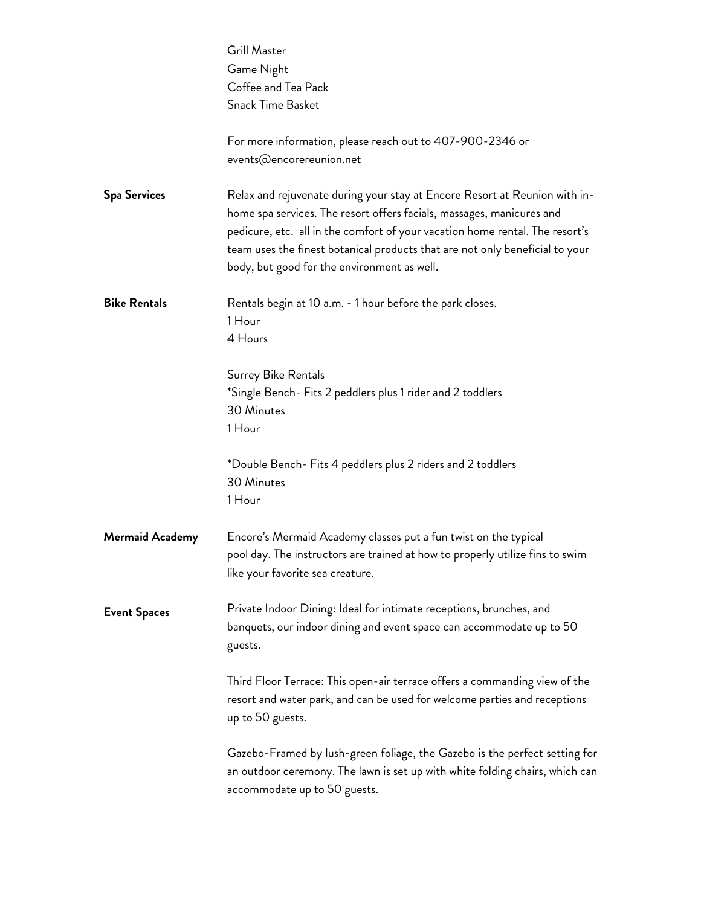Grill Master
Game Night
Coffee and Tea Pack
Snack Time Basket

For more information, please reach out to 407-900-2346 or events@encorereunion.net

**Spa Services**

Relax and rejuvenate during your stay at Encore Resort at Reunion with in-home spa services. The resort offers facials, massages, manicures and pedicure, etc. all in the comfort of your vacation home rental. The resort's team uses the finest botanical products that are not only beneficial to your body, but good for the environment as well.

**Bike Rentals**

Rentals begin at 10 a.m. - 1 hour before the park closes.
1 Hour
4 Hours

Surrey Bike Rentals
*Single Bench- Fits 2 peddlers plus 1 rider and 2 toddlers
30 Minutes
1 Hour

*Double Bench- Fits 4 peddlers plus 2 riders and 2 toddlers
30 Minutes
1 Hour

**Mermaid Academy**

Encore's Mermaid Academy classes put a fun twist on the typical pool day. The instructors are trained at how to properly utilize fins to swim like your favorite sea creature.

**Event Spaces**

Private Indoor Dining: Ideal for intimate receptions, brunches, and banquets, our indoor dining and event space can accommodate up to 50 guests.

Third Floor Terrace: This open-air terrace offers a commanding view of the resort and water park, and can be used for welcome parties and receptions up to 50 guests.

Gazebo-Framed by lush-green foliage, the Gazebo is the perfect setting for an outdoor ceremony. The lawn is set up with white folding chairs, which can accommodate up to 50 guests.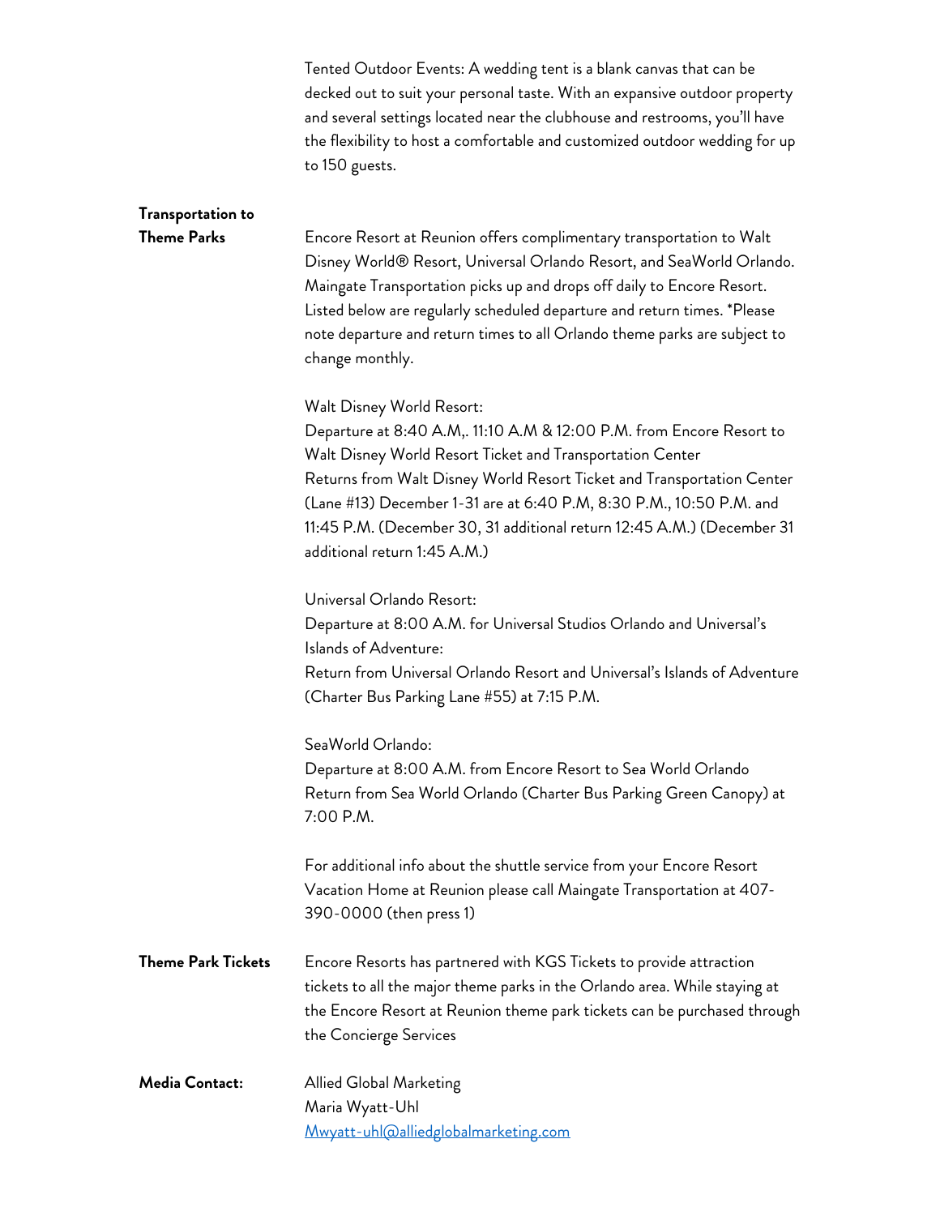Tented Outdoor Events: A wedding tent is a blank canvas that can be decked out to suit your personal taste. With an expansive outdoor property and several settings located near the clubhouse and restrooms, you'll have the flexibility to host a comfortable and customized outdoor wedding for up to 150 guests.

**Transportation to Theme Parks**

Encore Resort at Reunion offers complimentary transportation to Walt Disney World® Resort, Universal Orlando Resort, and SeaWorld Orlando. Maingate Transportation picks up and drops off daily to Encore Resort. Listed below are regularly scheduled departure and return times. *Please note departure and return times to all Orlando theme parks are subject to change monthly.

Walt Disney World Resort:
Departure at 8:40 A.M,. 11:10 A.M & 12:00 P.M. from Encore Resort to Walt Disney World Resort Ticket and Transportation Center
Returns from Walt Disney World Resort Ticket and Transportation Center (Lane #13) December 1-31 are at 6:40 P.M, 8:30 P.M., 10:50 P.M. and 11:45 P.M. (December 30, 31 additional return 12:45 A.M.) (December 31 additional return 1:45 A.M.)

Universal Orlando Resort:
Departure at 8:00 A.M. for Universal Studios Orlando and Universal's Islands of Adventure:
Return from Universal Orlando Resort and Universal's Islands of Adventure (Charter Bus Parking Lane #55) at 7:15 P.M.

SeaWorld Orlando:
Departure at 8:00 A.M. from Encore Resort to Sea World Orlando
Return from Sea World Orlando (Charter Bus Parking Green Canopy) at 7:00 P.M.

For additional info about the shuttle service from your Encore Resort Vacation Home at Reunion please call Maingate Transportation at 407-390-0000 (then press 1)

**Theme Park Tickets**

Encore Resorts has partnered with KGS Tickets to provide attraction tickets to all the major theme parks in the Orlando area. While staying at the Encore Resort at Reunion theme park tickets can be purchased through the Concierge Services

**Media Contact:**

Allied Global Marketing
Maria Wyatt-Uhl
[Mwyatt-uhl@alliedglobalmarketing.com](mailto:Mwyatt-uhl@alliedglobalmarketing.com)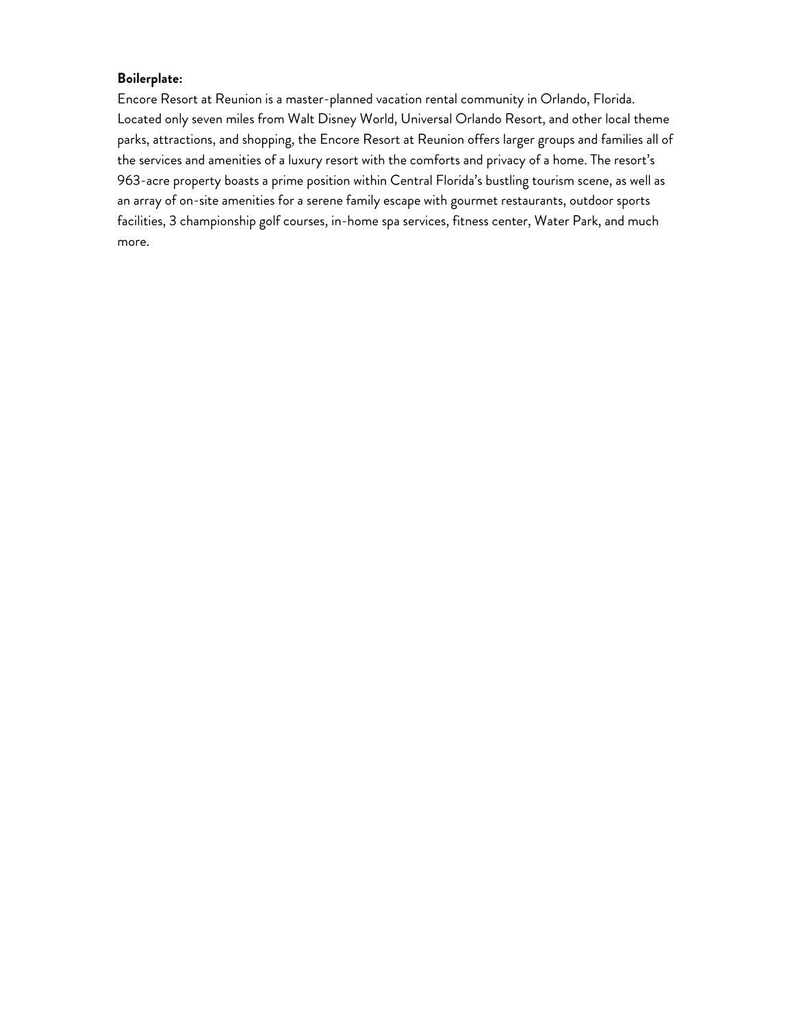**Boilerplate:**

Encore Resort at Reunion is a master-planned vacation rental community in Orlando, Florida. Located only seven miles from Walt Disney World, Universal Orlando Resort, and other local theme parks, attractions, and shopping, the Encore Resort at Reunion offers larger groups and families all of the services and amenities of a luxury resort with the comforts and privacy of a home. The resort's 963-acre property boasts a prime position within Central Florida's bustling tourism scene, as well as an array of on-site amenities for a serene family escape with gourmet restaurants, outdoor sports facilities, 3 championship golf courses, in-home spa services, fitness center, Water Park, and much more.